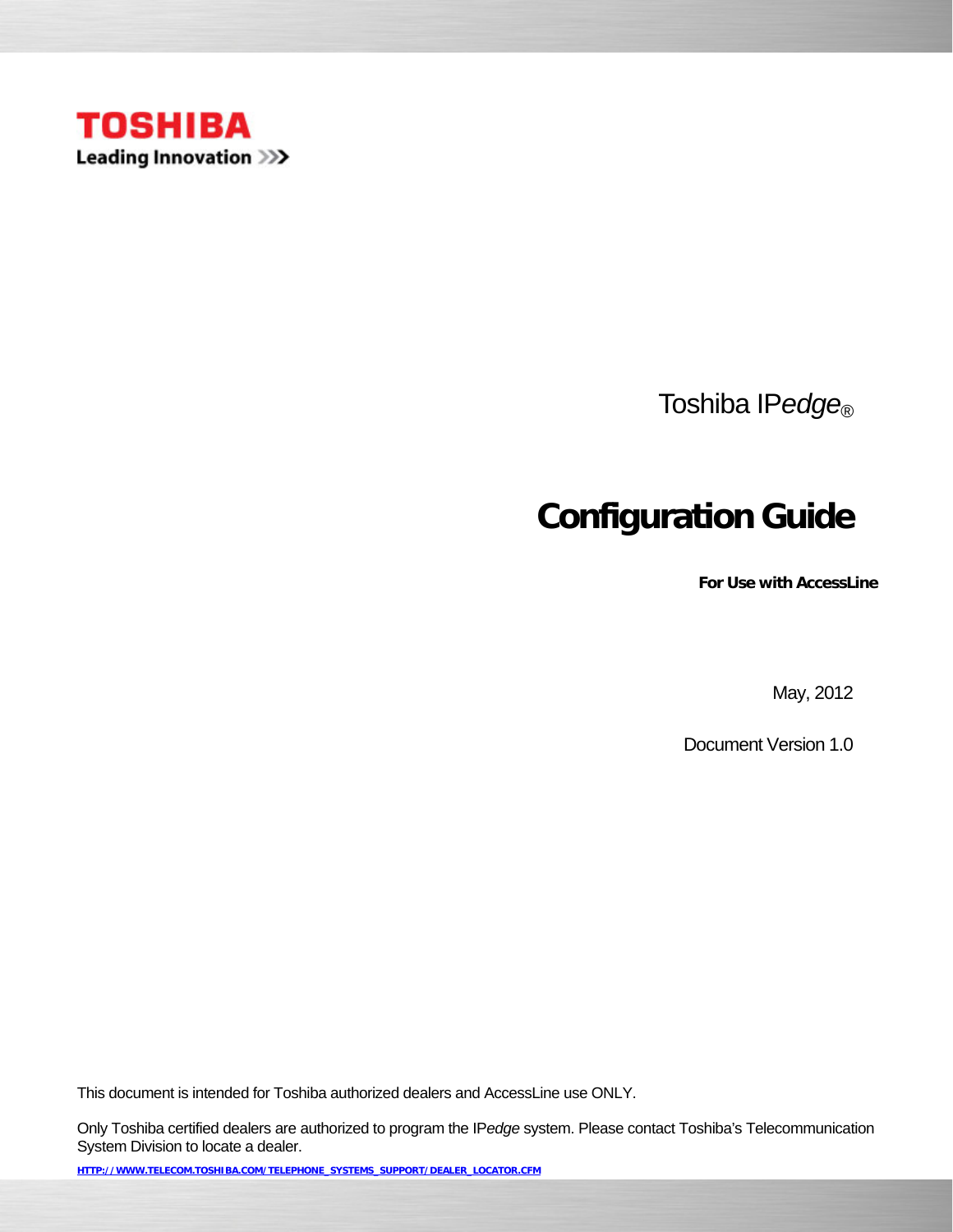TOSHIBA

Leading Innovation >>>

Toshiba IP*edge*®

# Configuration Guide

**For Use with AccessLine**

May, 2012

Document Version 1.0

This document is intended for Toshiba authorized dealers and AccessLine use ONLY.

Only Toshiba certified dealers are authorized to program the IP*edge* system. Please contact Toshiba's Telecommunication System Division to locate a dealer.

HTTP://WWW.TELECOM.TOSHIBA.COM/TELEPHONE_SYSTEMS_SUPPORT/DEALER_LOCATOR.CFM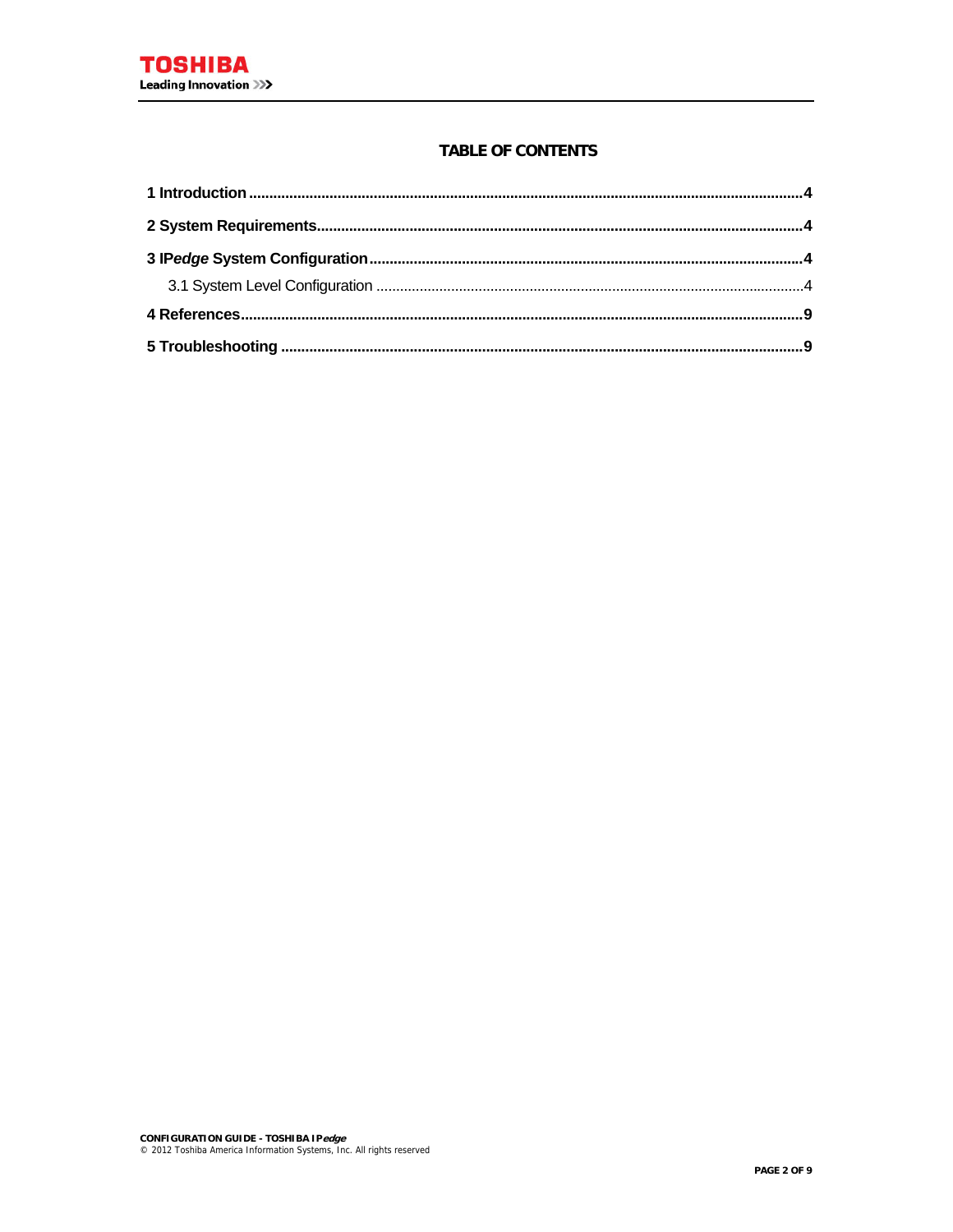**TABLE OF CONTENTS**

**1 Introduction** .......................................................................................... **4**

**2 System Requirements** ............................................................................... **4**

**3 IP*edge* System Configuration** ...................................................................... **4**

3.1 System Level Configuration ........................................................................ 4

**4 References** .............................................................................................. **9**

**5 Troubleshooting** ...................................................................................... **9**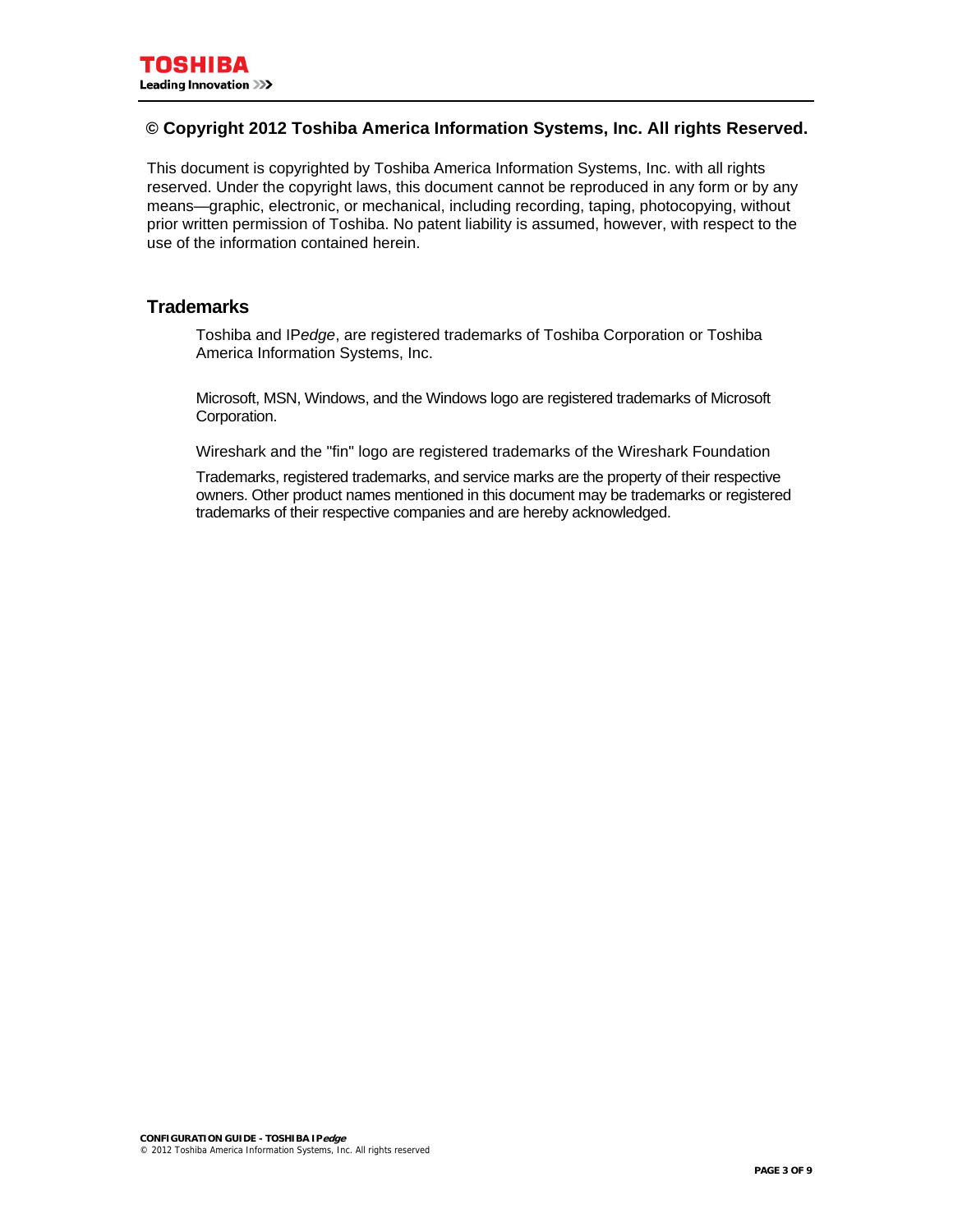## © Copyright 2012 Toshiba America Information Systems, Inc. All rights Reserved.

This document is copyrighted by Toshiba America Information Systems, Inc. with all rights reserved. Under the copyright laws, this document cannot be reproduced in any form or by any means—graphic, electronic, or mechanical, including recording, taping, photocopying, without prior written permission of Toshiba. No patent liability is assumed, however, with respect to the use of the information contained herein.

## Trademarks

Toshiba and IP*edge*, are registered trademarks of Toshiba Corporation or Toshiba America Information Systems, Inc.

Microsoft, MSN, Windows, and the Windows logo are registered trademarks of Microsoft Corporation.

Wireshark and the "fin" logo are registered trademarks of the Wireshark Foundation

Trademarks, registered trademarks, and service marks are the property of their respective owners. Other product names mentioned in this document may be trademarks or registered trademarks of their respective companies and are hereby acknowledged.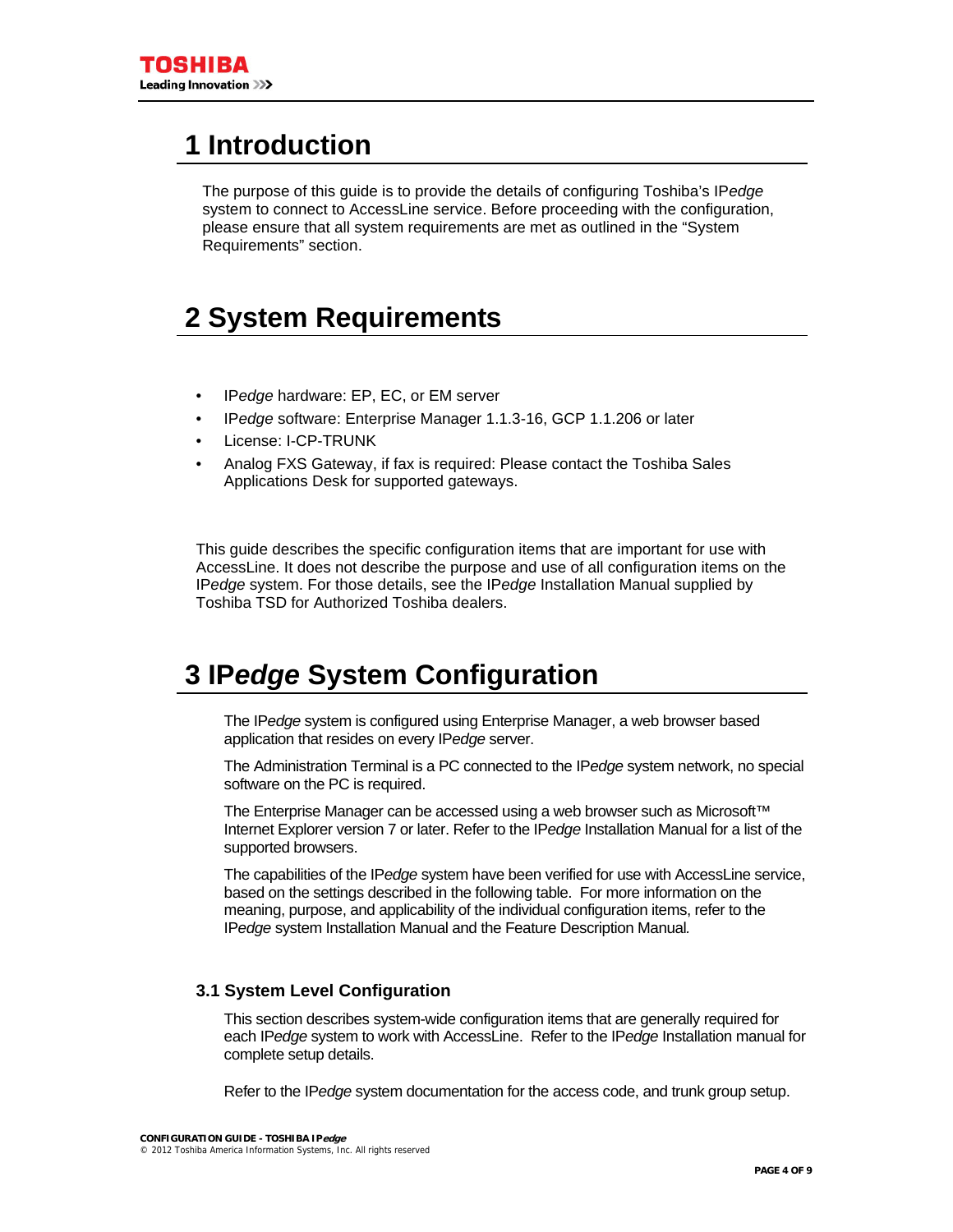# 1 Introduction

The purpose of this guide is to provide the details of configuring Toshiba's IP*edge* system to connect to AccessLine service. Before proceeding with the configuration, please ensure that all system requirements are met as outlined in the "System Requirements" section.

# 2 System Requirements

- IP*edge* hardware: EP, EC, or EM server
- IP*edge* software: Enterprise Manager 1.1.3-16, GCP 1.1.206 or later
- License: I-CP-TRUNK
- Analog FXS Gateway, if fax is required: Please contact the Toshiba Sales Applications Desk for supported gateways.

This guide describes the specific configuration items that are important for use with AccessLine. It does not describe the purpose and use of all configuration items on the IP*edge* system. For those details, see the IP*edge* Installation Manual supplied by Toshiba TSD for Authorized Toshiba dealers.

# 3 IP*edge* System Configuration

The IP*edge* system is configured using Enterprise Manager, a web browser based application that resides on every IP*edge* server.

The Administration Terminal is a PC connected to the IP*edge* system network, no special software on the PC is required.

The Enterprise Manager can be accessed using a web browser such as Microsoft™ Internet Explorer version 7 or later. Refer to the IP*edge* Installation Manual for a list of the supported browsers.

The capabilities of the IP*edge* system have been verified for use with AccessLine service, based on the settings described in the following table. For more information on the meaning, purpose, and applicability of the individual configuration items, refer to the IP*edge* system Installation Manual and the Feature Description Manual.

### 3.1 System Level Configuration

This section describes system-wide configuration items that are generally required for each IP*edge* system to work with AccessLine. Refer to the IP*edge* Installation manual for complete setup details.

Refer to the IP*edge* system documentation for the access code, and trunk group setup.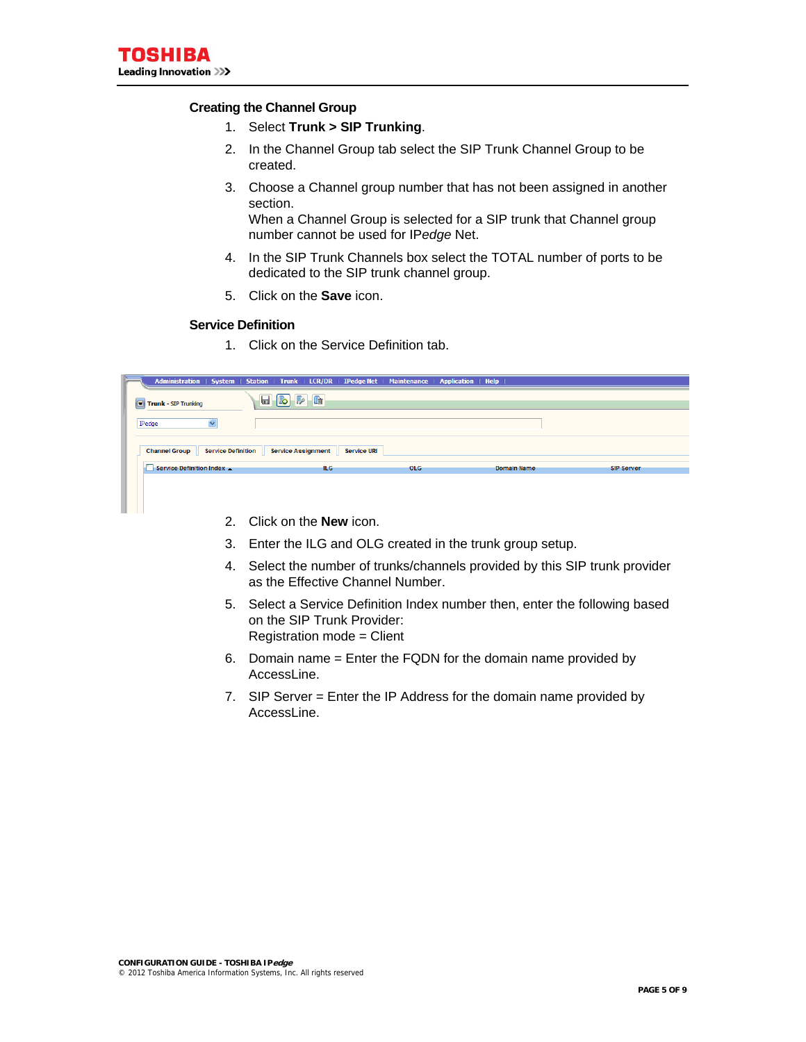### Creating the Channel Group

1. Select **Trunk > SIP Trunking**.
2. In the Channel Group tab select the SIP Trunk Channel Group to be created.
3. Choose a Channel group number that has not been assigned in another section.
   When a Channel Group is selected for a SIP trunk that Channel group number cannot be used for IP*edge* Net.
4. In the SIP Trunk Channels box select the TOTAL number of ports to be dedicated to the SIP trunk channel group.
5. Click on the **Save** icon.

### Service Definition

1. Click on the Service Definition tab.

2. Click on the **New** icon.
3. Enter the ILG and OLG created in the trunk group setup.
4. Select the number of trunks/channels provided by this SIP trunk provider as the Effective Channel Number.
5. Select a Service Definition Index number then, enter the following based on the SIP Trunk Provider:
   Registration mode = Client
6. Domain name = Enter the FQDN for the domain name provided by AccessLine.
7. SIP Server = Enter the IP Address for the domain name provided by AccessLine.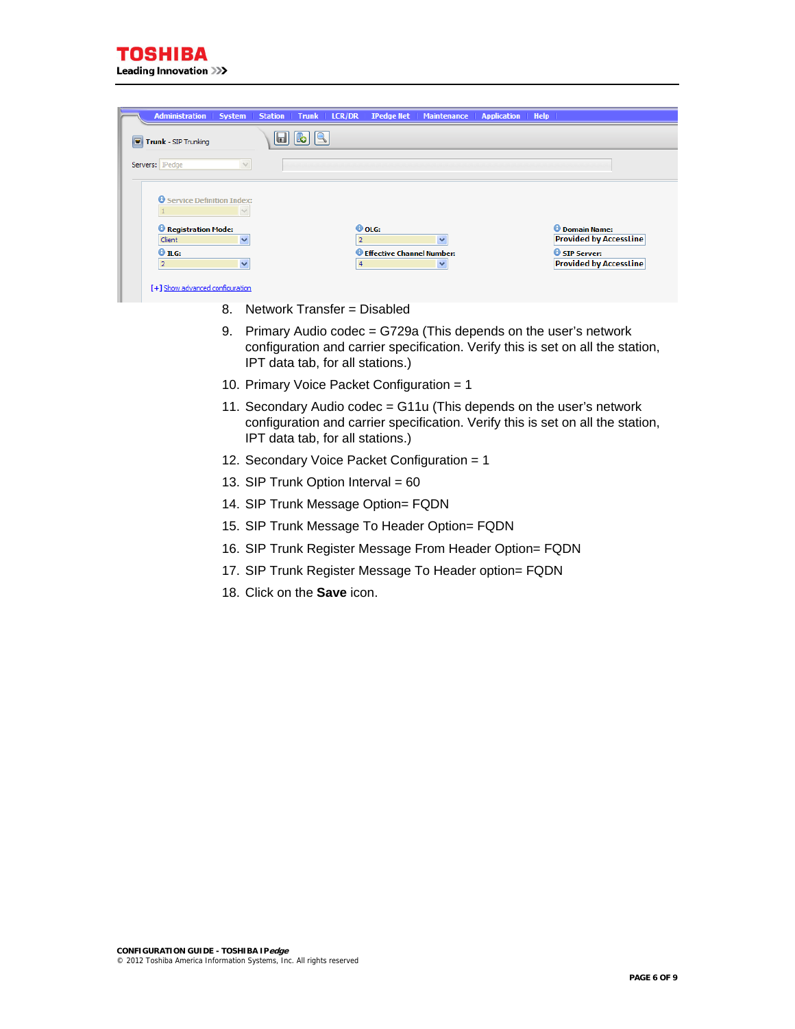Administration | System | Station | Trunk | LCR/DR | IPedge Net | Maintenance | Application | Help

Trunk - SIP Trunking

Servers: IPedge

Service Definition Index: 1

Registration Mode: Client

ILG: 2

OLG: 2

Effective Channel Number: 4

Domain Name: Provided by AccessLine

SIP Server: Provided by AccessLine

[+] Show advanced configuration

8. Network Transfer = Disabled
9. Primary Audio codec = G729a (This depends on the user's network configuration and carrier specification. Verify this is set on all the station, IPT data tab, for all stations.)
10. Primary Voice Packet Configuration = 1
11. Secondary Audio codec = G11u (This depends on the user's network configuration and carrier specification. Verify this is set on all the station, IPT data tab, for all stations.)
12. Secondary Voice Packet Configuration = 1
13. SIP Trunk Option Interval = 60
14. SIP Trunk Message Option= FQDN
15. SIP Trunk Message To Header Option= FQDN
16. SIP Trunk Register Message From Header Option= FQDN
17. SIP Trunk Register Message To Header option= FQDN
18. Click on the **Save** icon.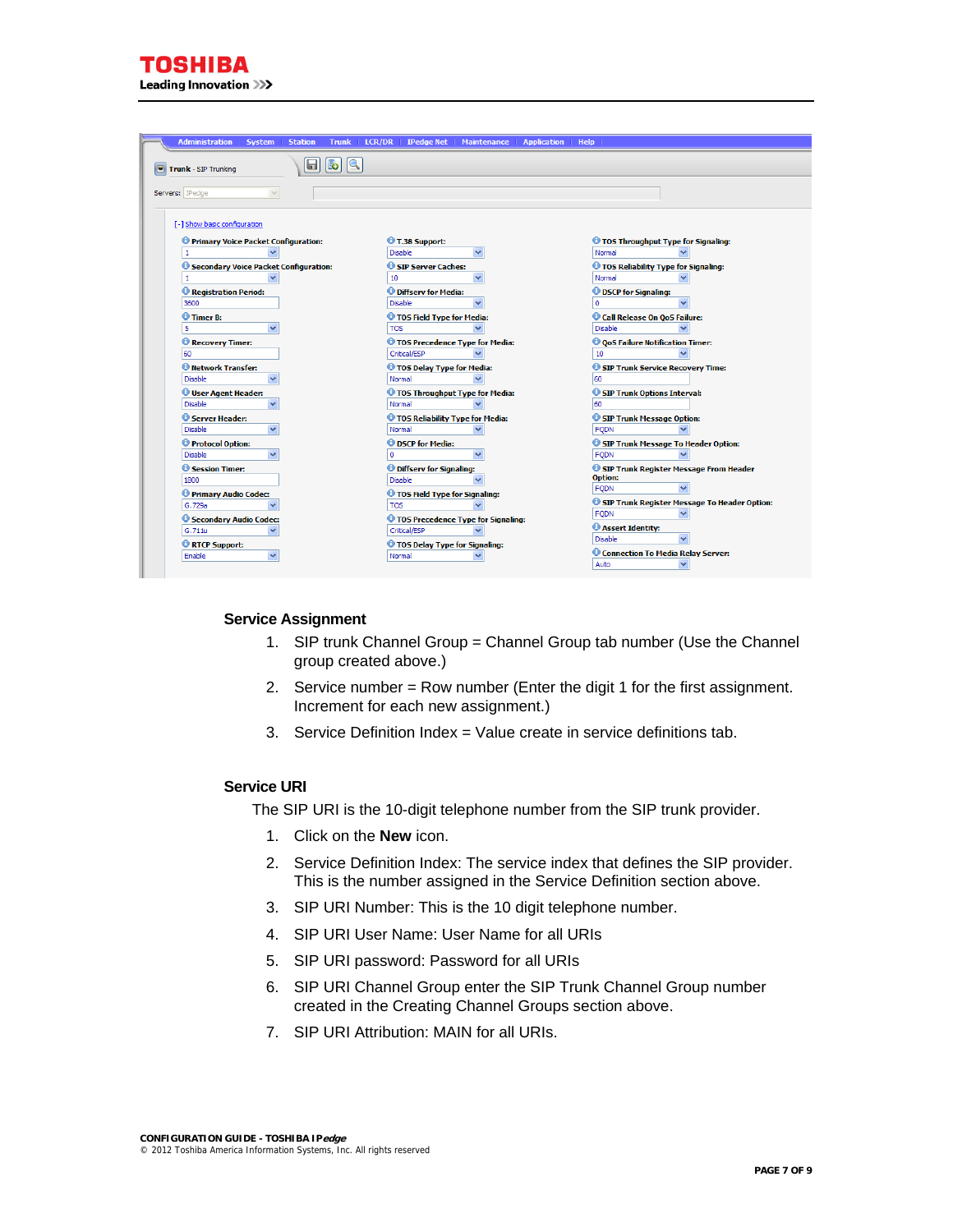Administration | System | Station | Trunk | LCR/DR | IPedge Net | Maintenance | Application | Help

**Trunk** - SIP Trunking

Servers: IPedge

[-] Show basic configuration

| Setting | Value | Setting | Value | Setting | Value |
|---|---|---|---|---|---|
| Primary Voice Packet Configuration: | 1 | T.38 Support: | Disable | TOS Throughput Type for Signaling: | Normal |
| Secondary Voice Packet Configuration: | 1 | SIP Server Caches: | 10 | TOS Reliability Type for Signaling: | Normal |
| Registration Period: | 3600 | Diffserv for Media: | Disable | DSCP for Signaling: | 0 |
| Timer B: | 5 | TOS Field Type for Media: | TOS | Call Release On QoS Failure: | Disable |
| Recovery Timer: | 60 | TOS Precedence Type for Media: | Critical/ESP | QoS Failure Notification Timer: | 10 |
| Network Transfer: | Disable | TOS Delay Type for Media: | Normal | SIP Trunk Service Recovery Time: | 60 |
| User Agent Header: | Disable | TOS Throughput Type for Media: | Normal | SIP Trunk Options Interval: | 60 |
| Server Header: | Disable | TOS Reliability Type for Media: | Normal | SIP Trunk Message Option: | FQDN |
| Protocol Option: | Disable | DSCP for Media: | 0 | SIP Trunk Message To Header Option: | FQDN |
| Session Timer: | 1800 | Diffserv for Signaling: | Disable | SIP Trunk Register Message From Header Option: | FQDN |
| Primary Audio Codec: | G.729a | TOS Field Type for Signaling: | TOS | SIP Trunk Register Message To Header Option: | FQDN |
| Secondary Audio Codec: | G.711u | TOS Precedence Type for Signaling: | Critical/ESP | Assert Identity: | Disable |
| RTCP Support: | Enable | TOS Delay Type for Signaling: | Normal | Connection To Media Relay Server: | Auto |

### Service Assignment

1. SIP trunk Channel Group = Channel Group tab number (Use the Channel group created above.)
2. Service number = Row number (Enter the digit 1 for the first assignment. Increment for each new assignment.)
3. Service Definition Index = Value create in service definitions tab.

### Service URI

The SIP URI is the 10-digit telephone number from the SIP trunk provider.

1. Click on the **New** icon.
2. Service Definition Index: The service index that defines the SIP provider. This is the number assigned in the Service Definition section above.
3. SIP URI Number: This is the 10 digit telephone number.
4. SIP URI User Name: User Name for all URIs
5. SIP URI password: Password for all URIs
6. SIP URI Channel Group enter the SIP Trunk Channel Group number created in the Creating Channel Groups section above.
7. SIP URI Attribution: MAIN for all URIs.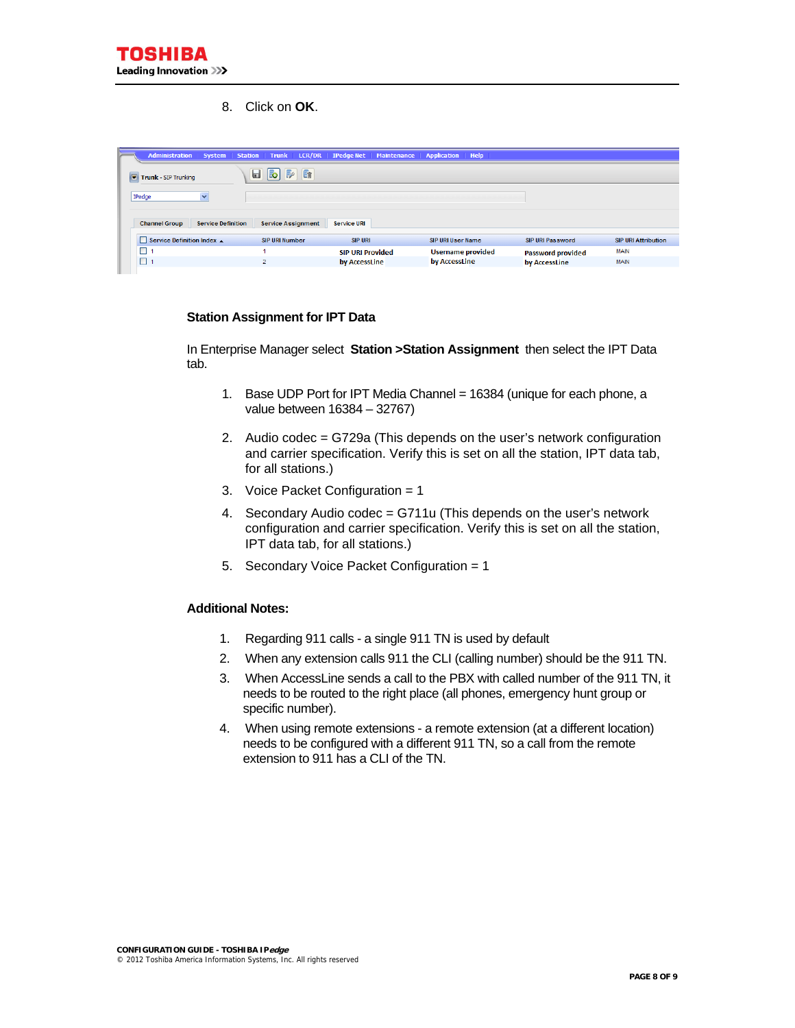8. Click on **OK**.

### Station Assignment for IPT Data

In Enterprise Manager select **Station >Station Assignment** then select the IPT Data tab.

1. Base UDP Port for IPT Media Channel = 16384 (unique for each phone, a value between 16384 – 32767)
2. Audio codec = G729a (This depends on the user's network configuration and carrier specification. Verify this is set on all the station, IPT data tab, for all stations.)
3. Voice Packet Configuration = 1
4. Secondary Audio codec = G711u (This depends on the user's network configuration and carrier specification. Verify this is set on all the station, IPT data tab, for all stations.)
5. Secondary Voice Packet Configuration = 1

### Additional Notes:

1. Regarding 911 calls - a single 911 TN is used by default
2. When any extension calls 911 the CLI (calling number) should be the 911 TN.
3. When AccessLine sends a call to the PBX with called number of the 911 TN, it needs to be routed to the right place (all phones, emergency hunt group or specific number).
4. When using remote extensions - a remote extension (at a different location) needs to be configured with a different 911 TN, so a call from the remote extension to 911 has a CLI of the TN.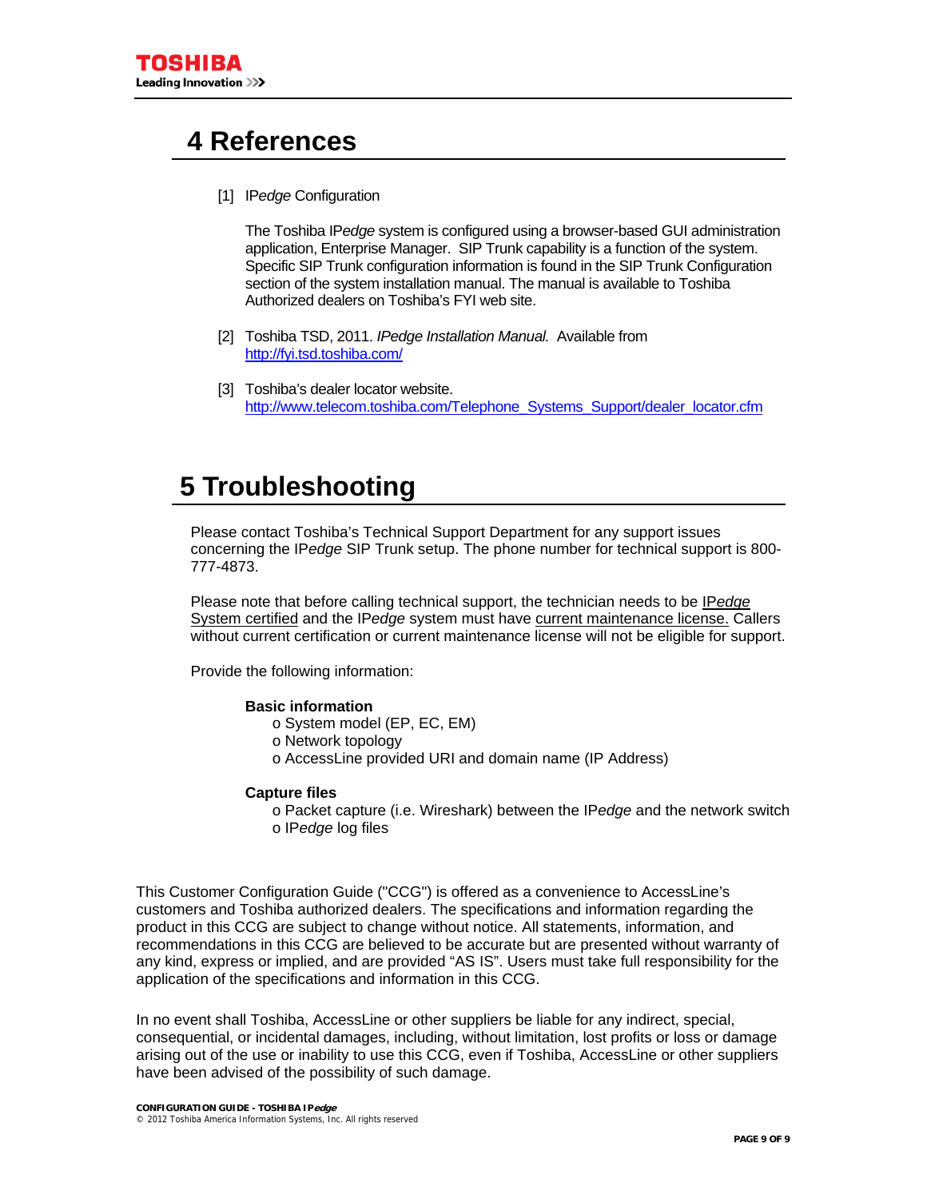# 4 References

[1] IP*edge* Configuration

The Toshiba IP*edge* system is configured using a browser-based GUI administration application, Enterprise Manager. SIP Trunk capability is a function of the system. Specific SIP Trunk configuration information is found in the SIP Trunk Configuration section of the system installation manual. The manual is available to Toshiba Authorized dealers on Toshiba's FYI web site.

[2] Toshiba TSD, 2011. *IPedge Installation Manual.* Available from http://fyi.tsd.toshiba.com/

[3] Toshiba's dealer locator website. http://www.telecom.toshiba.com/Telephone_Systems_Support/dealer_locator.cfm

# 5 Troubleshooting

Please contact Toshiba's Technical Support Department for any support issues concerning the IP*edge* SIP Trunk setup. The phone number for technical support is 800-777-4873.

Please note that before calling technical support, the technician needs to be IP*edge* System certified and the IP*edge* system must have current maintenance license. Callers without current certification or current maintenance license will not be eligible for support.

Provide the following information:

**Basic information**

- System model (EP, EC, EM)
- Network topology
- AccessLine provided URI and domain name (IP Address)

**Capture files**

- Packet capture (i.e. Wireshark) between the IP*edge* and the network switch
- IP*edge* log files

This Customer Configuration Guide ("CCG") is offered as a convenience to AccessLine's customers and Toshiba authorized dealers. The specifications and information regarding the product in this CCG are subject to change without notice. All statements, information, and recommendations in this CCG are believed to be accurate but are presented without warranty of any kind, express or implied, and are provided "AS IS". Users must take full responsibility for the application of the specifications and information in this CCG.

In no event shall Toshiba, AccessLine or other suppliers be liable for any indirect, special, consequential, or incidental damages, including, without limitation, lost profits or loss or damage arising out of the use or inability to use this CCG, even if Toshiba, AccessLine or other suppliers have been advised of the possibility of such damage.